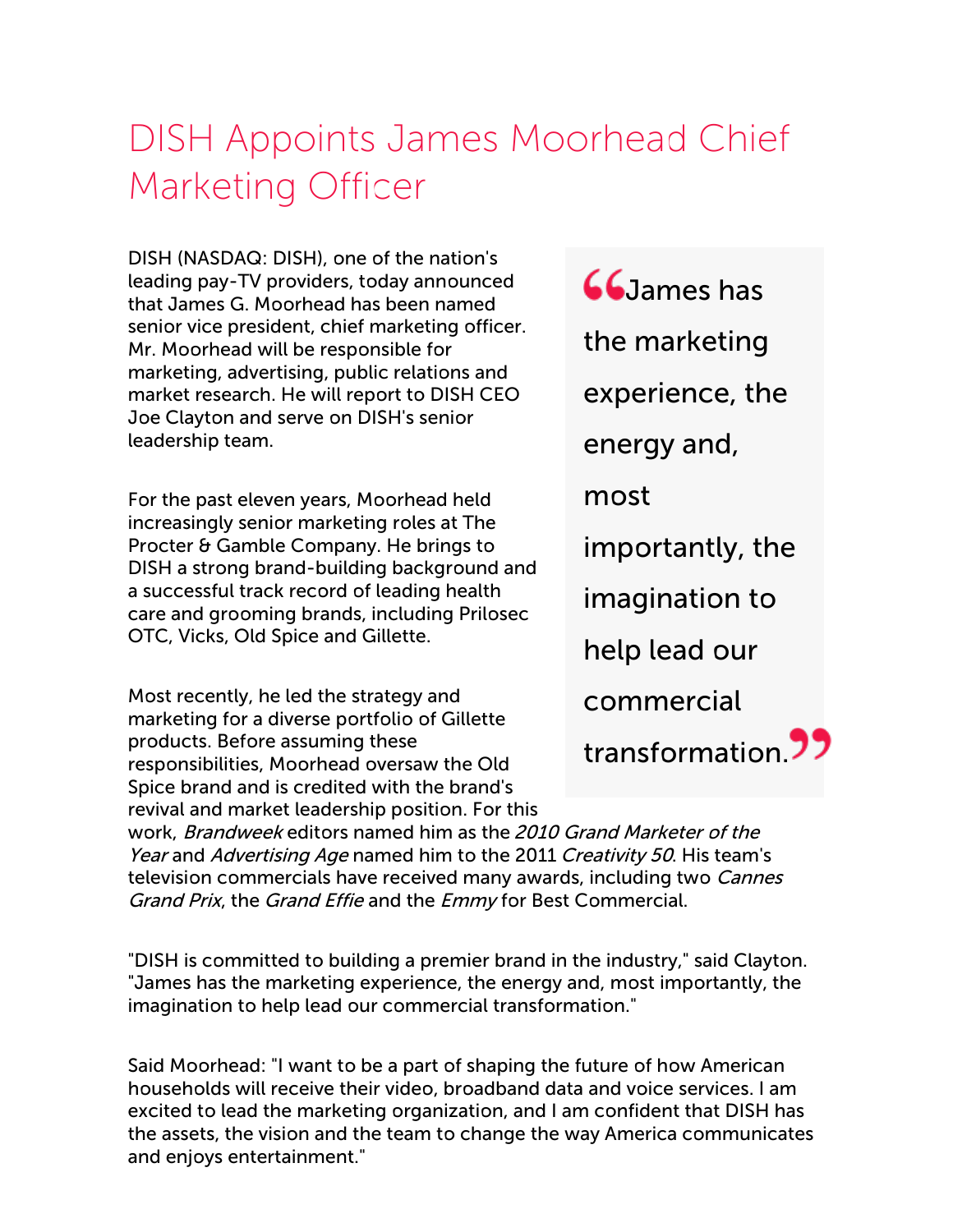# DISH Appoints James Moorhead Chief Marketing Officer

DISH (NASDAQ: DISH), one of the nation's leading pay-TV providers, today announced that James G. Moorhead has been named senior vice president, chief marketing officer. Mr. Moorhead will be responsible for marketing, advertising, public relations and market research. He will report to DISH CEO Joe Clayton and serve on DISH's senior leadership team.

> "James has the marketing experience, the energy and, most importantly, the imagination to help lead our commercial transformation."

For the past eleven years, Moorhead held increasingly senior marketing roles at The Procter & Gamble Company. He brings to DISH a strong brand-building background and a successful track record of leading health care and grooming brands, including Prilosec OTC, Vicks, Old Spice and Gillette.

Most recently, he led the strategy and marketing for a diverse portfolio of Gillette products. Before assuming these responsibilities, Moorhead oversaw the Old Spice brand and is credited with the brand's revival and market leadership position. For this work, *Brandweek* editors named him as the *2010 Grand Marketer of the Year* and *Advertising Age* named him to the 2011 *Creativity 50*. His team's television commercials have received many awards, including two *Cannes Grand Prix*, the *Grand Effie* and the *Emmy* for Best Commercial.

"DISH is committed to building a premier brand in the industry," said Clayton. "James has the marketing experience, the energy and, most importantly, the imagination to help lead our commercial transformation."

Said Moorhead: "I want to be a part of shaping the future of how American households will receive their video, broadband data and voice services. I am excited to lead the marketing organization, and I am confident that DISH has the assets, the vision and the team to change the way America communicates and enjoys entertainment."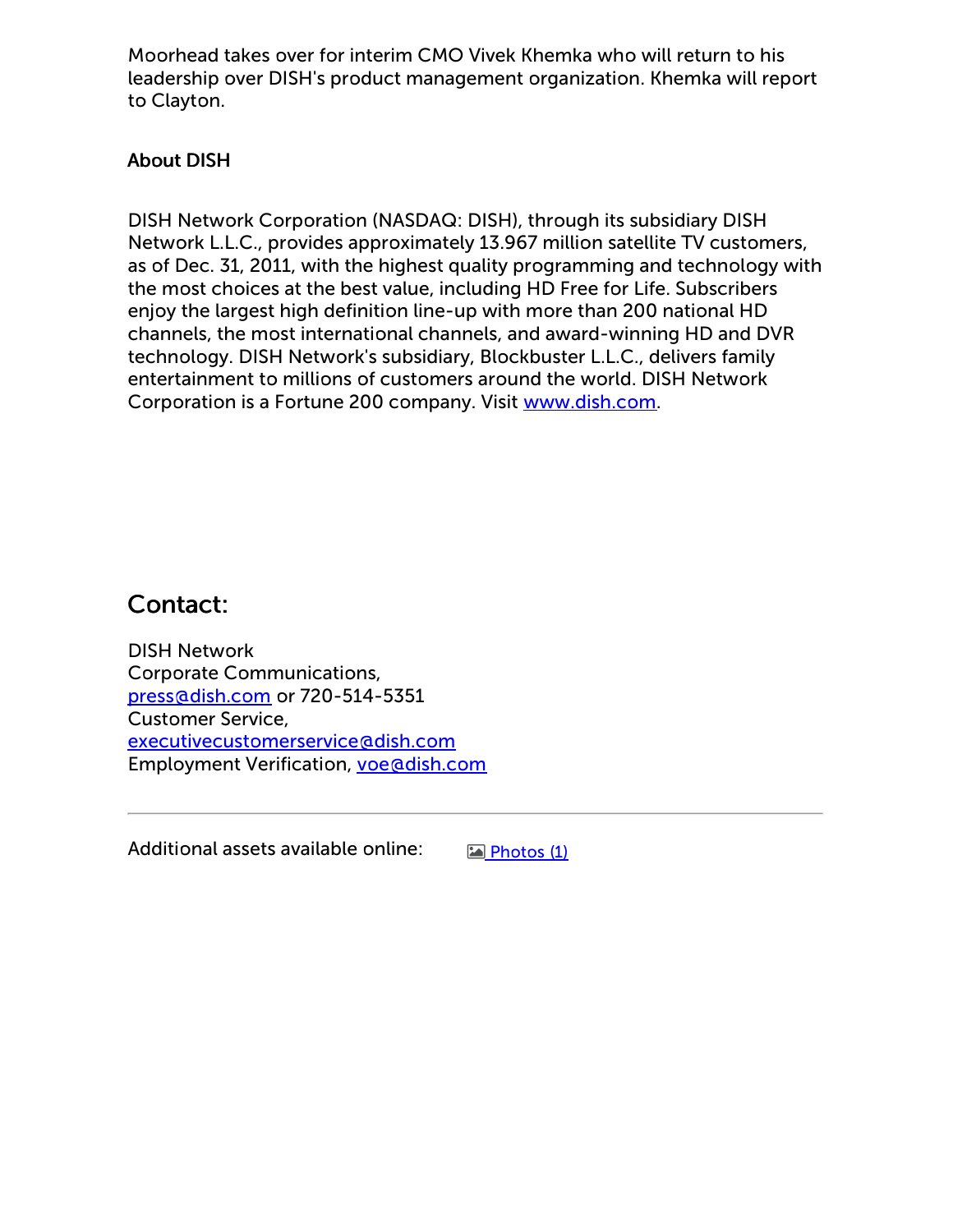Moorhead takes over for interim CMO Vivek Khemka who will return to his leadership over DISH's product management organization. Khemka will report to Clayton.

**About DISH**

DISH Network Corporation (NASDAQ: DISH), through its subsidiary DISH Network L.L.C., provides approximately 13.967 million satellite TV customers, as of Dec. 31, 2011, with the highest quality programming and technology with the most choices at the best value, including HD Free for Life. Subscribers enjoy the largest high definition line-up with more than 200 national HD channels, the most international channels, and award-winning HD and DVR technology. DISH Network's subsidiary, Blockbuster L.L.C., delivers family entertainment to millions of customers around the world. DISH Network Corporation is a Fortune 200 company. Visit www.dish.com.

## Contact:

DISH Network
Corporate Communications,
press@dish.com or 720-514-5351
Customer Service,
executivecustomerservice@dish.com
Employment Verification, voe@dish.com

---

Additional assets available online: Photos (1)